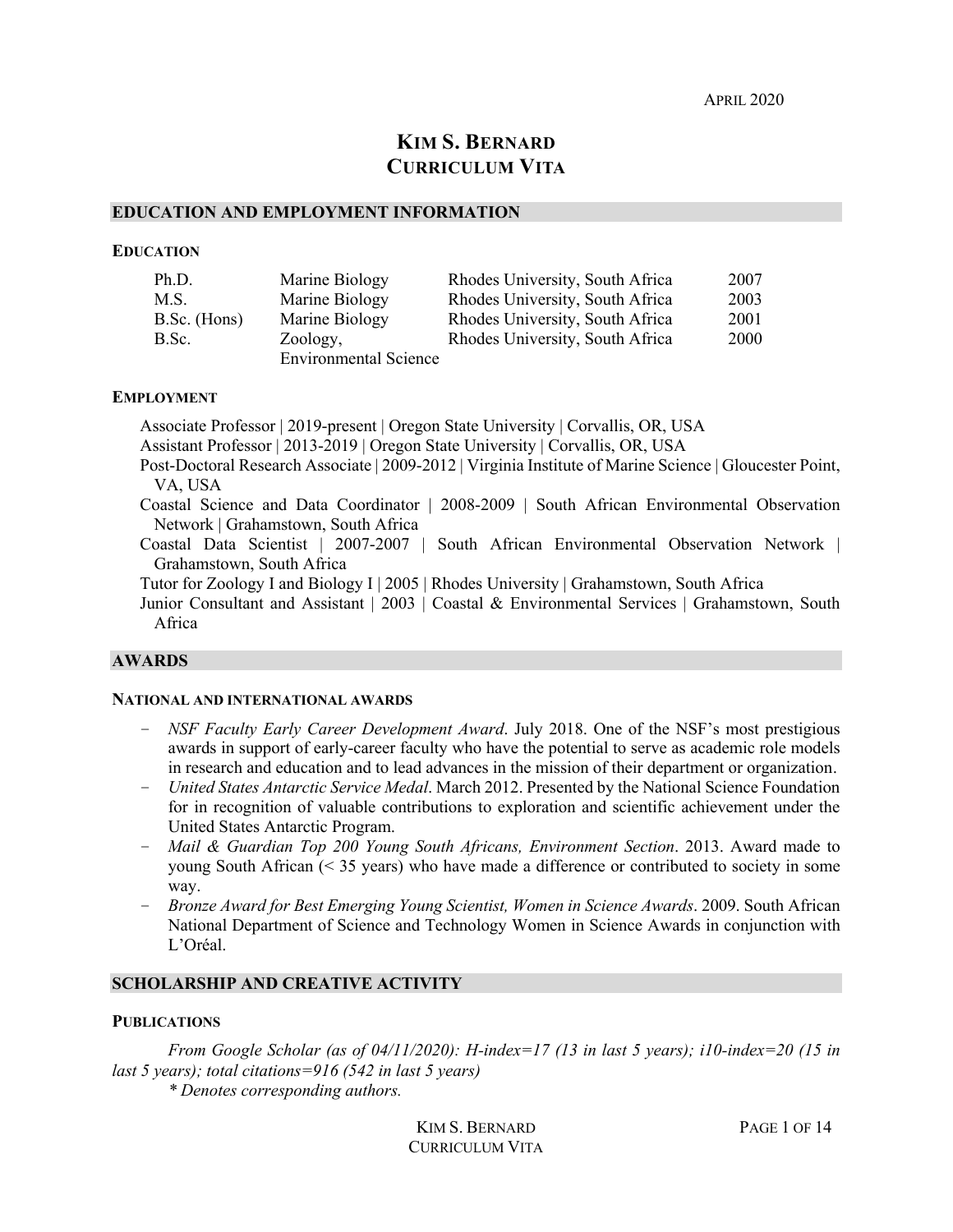APRIL 2020

# KIM S. BERNARD
# CURRICULUM VITA

## EDUCATION AND EMPLOYMENT INFORMATION

### EDUCATION

| | | | |
|---|---|---|---|
| Ph.D. | Marine Biology | Rhodes University, South Africa | 2007 |
| M.S. | Marine Biology | Rhodes University, South Africa | 2003 |
| B.Sc. (Hons) | Marine Biology | Rhodes University, South Africa | 2001 |
| B.Sc. | Zoology, Environmental Science | Rhodes University, South Africa | 2000 |

### EMPLOYMENT

Associate Professor | 2019-present | Oregon State University | Corvallis, OR, USA
Assistant Professor | 2013-2019 | Oregon State University | Corvallis, OR, USA
Post-Doctoral Research Associate | 2009-2012 | Virginia Institute of Marine Science | Gloucester Point, VA, USA
Coastal Science and Data Coordinator | 2008-2009 | South African Environmental Observation Network | Grahamstown, South Africa
Coastal Data Scientist | 2007-2007 | South African Environmental Observation Network | Grahamstown, South Africa
Tutor for Zoology I and Biology I | 2005 | Rhodes University | Grahamstown, South Africa
Junior Consultant and Assistant | 2003 | Coastal & Environmental Services | Grahamstown, South Africa

## AWARDS

### NATIONAL AND INTERNATIONAL AWARDS

- *NSF Faculty Early Career Development Award*. July 2018. One of the NSF's most prestigious awards in support of early-career faculty who have the potential to serve as academic role models in research and education and to lead advances in the mission of their department or organization.
- *United States Antarctic Service Medal*. March 2012. Presented by the National Science Foundation for in recognition of valuable contributions to exploration and scientific achievement under the United States Antarctic Program.
- *Mail & Guardian Top 200 Young South Africans, Environment Section*. 2013. Award made to young South African (< 35 years) who have made a difference or contributed to society in some way.
- *Bronze Award for Best Emerging Young Scientist, Women in Science Awards*. 2009. South African National Department of Science and Technology Women in Science Awards in conjunction with L'Oréal.

## SCHOLARSHIP AND CREATIVE ACTIVITY

### PUBLICATIONS

*From Google Scholar (as of 04/11/2020): H-index=17 (13 in last 5 years); i10-index=20 (15 in last 5 years); total citations=916 (542 in last 5 years)*

*\* Denotes corresponding authors.*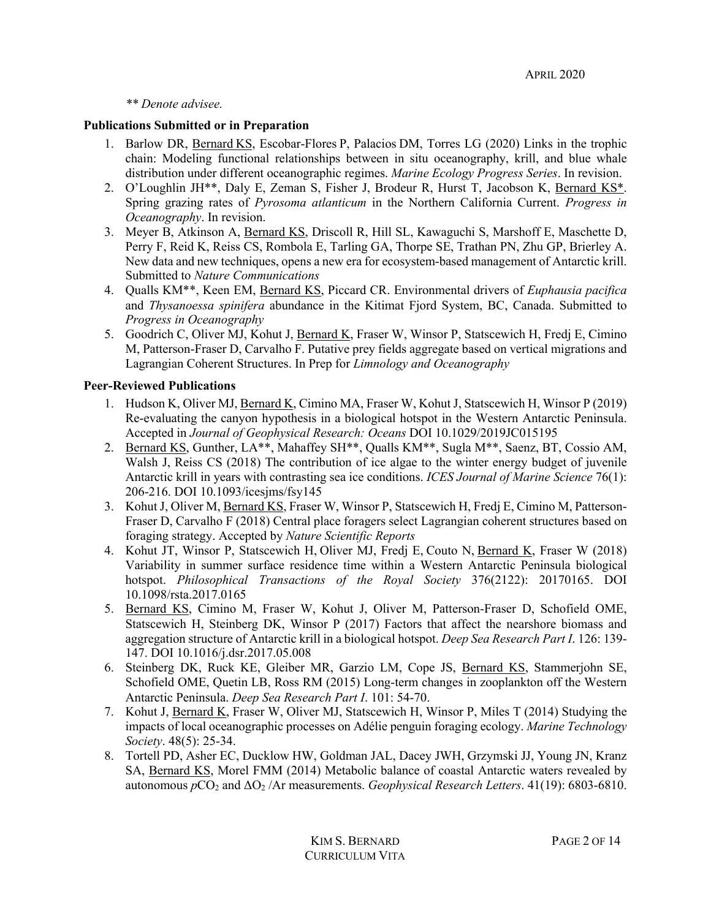*** Denote advisee.*

**Publications Submitted or in Preparation**

1. Barlow DR, Bernard KS, Escobar-Flores P, Palacios DM, Torres LG (2020) Links in the trophic chain: Modeling functional relationships between in situ oceanography, krill, and blue whale distribution under different oceanographic regimes. *Marine Ecology Progress Series*. In revision.
2. O'Loughlin JH**, Daly E, Zeman S, Fisher J, Brodeur R, Hurst T, Jacobson K, Bernard KS*. Spring grazing rates of *Pyrosoma atlanticum* in the Northern California Current. *Progress in Oceanography*. In revision.
3. Meyer B, Atkinson A, Bernard KS, Driscoll R, Hill SL, Kawaguchi S, Marshoff E, Maschette D, Perry F, Reid K, Reiss CS, Rombola E, Tarling GA, Thorpe SE, Trathan PN, Zhu GP, Brierley A. New data and new techniques, opens a new era for ecosystem-based management of Antarctic krill. Submitted to *Nature Communications*
4. Qualls KM**, Keen EM, Bernard KS, Piccard CR. Environmental drivers of *Euphausia pacifica* and *Thysanoessa spinifera* abundance in the Kitimat Fjord System, BC, Canada. Submitted to *Progress in Oceanography*
5. Goodrich C, Oliver MJ, Kohut J, Bernard K, Fraser W, Winsor P, Statscewich H, Fredj E, Cimino M, Patterson-Fraser D, Carvalho F. Putative prey fields aggregate based on vertical migrations and Lagrangian Coherent Structures. In Prep for *Limnology and Oceanography*

**Peer-Reviewed Publications**

1. Hudson K, Oliver MJ, Bernard K, Cimino MA, Fraser W, Kohut J, Statscewich H, Winsor P (2019) Re-evaluating the canyon hypothesis in a biological hotspot in the Western Antarctic Peninsula. Accepted in *Journal of Geophysical Research: Oceans* DOI 10.1029/2019JC015195
2. Bernard KS, Gunther, LA**, Mahaffey SH**, Qualls KM**, Sugla M**, Saenz, BT, Cossio AM, Walsh J, Reiss CS (2018) The contribution of ice algae to the winter energy budget of juvenile Antarctic krill in years with contrasting sea ice conditions. *ICES Journal of Marine Science* 76(1): 206-216. DOI 10.1093/icesjms/fsy145
3. Kohut J, Oliver M, Bernard KS, Fraser W, Winsor P, Statscewich H, Fredj E, Cimino M, Patterson-Fraser D, Carvalho F (2018) Central place foragers select Lagrangian coherent structures based on foraging strategy. Accepted by *Nature Scientific Reports*
4. Kohut JT, Winsor P, Statscewich H, Oliver MJ, Fredj E, Couto N, Bernard K, Fraser W (2018) Variability in summer surface residence time within a Western Antarctic Peninsula biological hotspot. *Philosophical Transactions of the Royal Society* 376(2122): 20170165. DOI 10.1098/rsta.2017.0165
5. Bernard KS, Cimino M, Fraser W, Kohut J, Oliver M, Patterson-Fraser D, Schofield OME, Statscewich H, Steinberg DK, Winsor P (2017) Factors that affect the nearshore biomass and aggregation structure of Antarctic krill in a biological hotspot. *Deep Sea Research Part I*. 126: 139-147. DOI 10.1016/j.dsr.2017.05.008
6. Steinberg DK, Ruck KE, Gleiber MR, Garzio LM, Cope JS, Bernard KS, Stammerjohn SE, Schofield OME, Quetin LB, Ross RM (2015) Long-term changes in zooplankton off the Western Antarctic Peninsula. *Deep Sea Research Part I*. 101: 54-70.
7. Kohut J, Bernard K, Fraser W, Oliver MJ, Statscewich H, Winsor P, Miles T (2014) Studying the impacts of local oceanographic processes on Adélie penguin foraging ecology. *Marine Technology Society*. 48(5): 25-34.
8. Tortell PD, Asher EC, Ducklow HW, Goldman JAL, Dacey JWH, Grzymski JJ, Young JN, Kranz SA, Bernard KS, Morel FMM (2014) Metabolic balance of coastal Antarctic waters revealed by autonomous $pCO_2$ and $\Delta O_2$/Ar measurements. *Geophysical Research Letters*. 41(19): 6803-6810.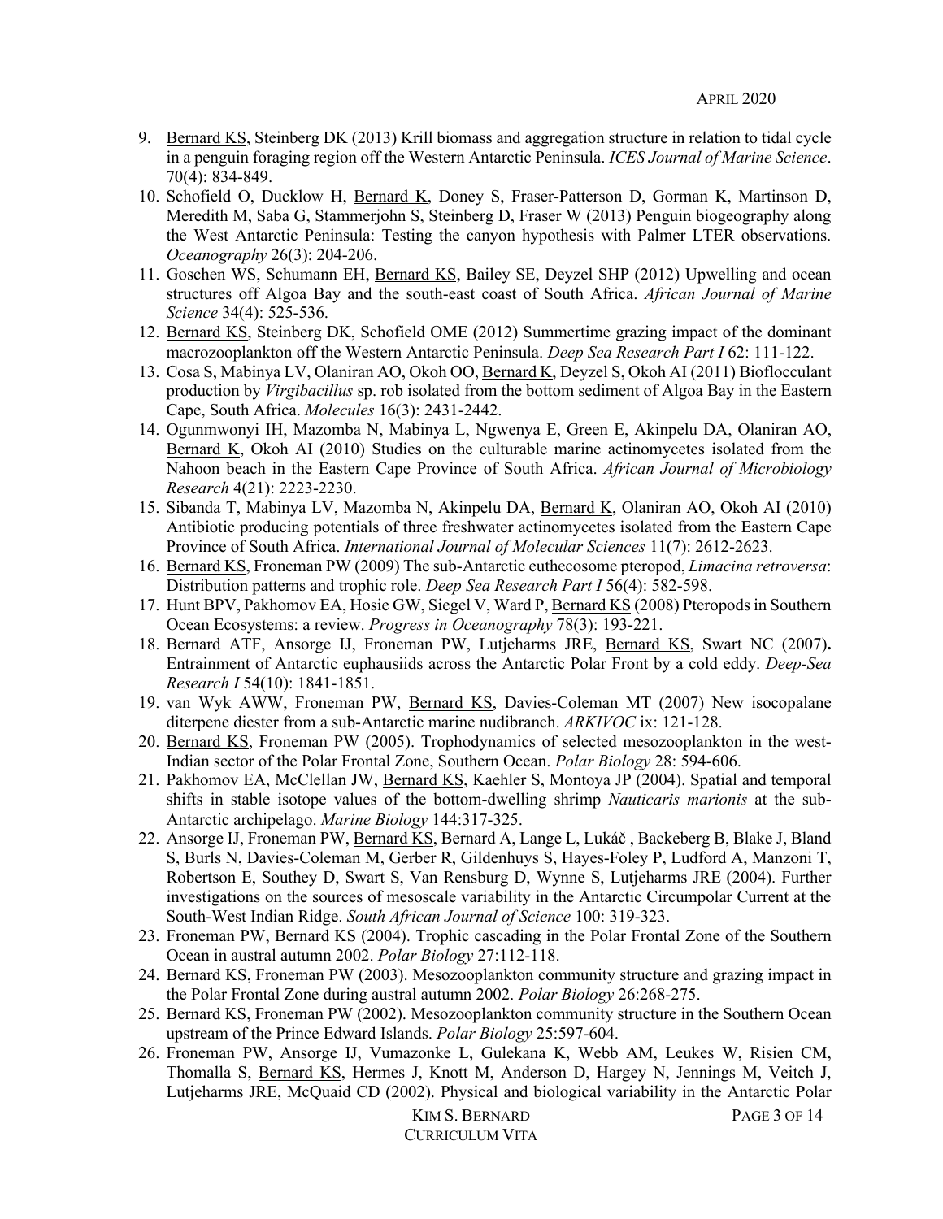9. Bernard KS, Steinberg DK (2013) Krill biomass and aggregation structure in relation to tidal cycle in a penguin foraging region off the Western Antarctic Peninsula. *ICES Journal of Marine Science*. 70(4): 834-849.
10. Schofield O, Ducklow H, Bernard K, Doney S, Fraser-Patterson D, Gorman K, Martinson D, Meredith M, Saba G, Stammerjohn S, Steinberg D, Fraser W (2013) Penguin biogeography along the West Antarctic Peninsula: Testing the canyon hypothesis with Palmer LTER observations. *Oceanography* 26(3): 204-206.
11. Goschen WS, Schumann EH, Bernard KS, Bailey SE, Deyzel SHP (2012) Upwelling and ocean structures off Algoa Bay and the south-east coast of South Africa. *African Journal of Marine Science* 34(4): 525-536.
12. Bernard KS, Steinberg DK, Schofield OME (2012) Summertime grazing impact of the dominant macrozooplankton off the Western Antarctic Peninsula. *Deep Sea Research Part I* 62: 111-122.
13. Cosa S, Mabinya LV, Olaniran AO, Okoh OO, Bernard K, Deyzel S, Okoh AI (2011) Bioflocculant production by *Virgibacillus* sp. rob isolated from the bottom sediment of Algoa Bay in the Eastern Cape, South Africa. *Molecules* 16(3): 2431-2442.
14. Ogunmwonyi IH, Mazomba N, Mabinya L, Ngwenya E, Green E, Akinpelu DA, Olaniran AO, Bernard K, Okoh AI (2010) Studies on the culturable marine actinomycetes isolated from the Nahoon beach in the Eastern Cape Province of South Africa. *African Journal of Microbiology Research* 4(21): 2223-2230.
15. Sibanda T, Mabinya LV, Mazomba N, Akinpelu DA, Bernard K, Olaniran AO, Okoh AI (2010) Antibiotic producing potentials of three freshwater actinomycetes isolated from the Eastern Cape Province of South Africa. *International Journal of Molecular Sciences* 11(7): 2612-2623.
16. Bernard KS, Froneman PW (2009) The sub-Antarctic euthecosome pteropod, *Limacina retroversa*: Distribution patterns and trophic role. *Deep Sea Research Part I* 56(4): 582-598.
17. Hunt BPV, Pakhomov EA, Hosie GW, Siegel V, Ward P, Bernard KS (2008) Pteropods in Southern Ocean Ecosystems: a review. *Progress in Oceanography* 78(3): 193-221.
18. Bernard ATF, Ansorge IJ, Froneman PW, Lutjeharms JRE, Bernard KS, Swart NC (2007). Entrainment of Antarctic euphausiids across the Antarctic Polar Front by a cold eddy. *Deep-Sea Research I* 54(10): 1841-1851.
19. van Wyk AWW, Froneman PW, Bernard KS, Davies-Coleman MT (2007) New isocopalane diterpene diester from a sub-Antarctic marine nudibranch. *ARKIVOC* ix: 121-128.
20. Bernard KS, Froneman PW (2005). Trophodynamics of selected mesozooplankton in the west-Indian sector of the Polar Frontal Zone, Southern Ocean. *Polar Biology* 28: 594-606.
21. Pakhomov EA, McClellan JW, Bernard KS, Kaehler S, Montoya JP (2004). Spatial and temporal shifts in stable isotope values of the bottom-dwelling shrimp *Nauticaris marionis* at the sub-Antarctic archipelago. *Marine Biology* 144:317-325.
22. Ansorge IJ, Froneman PW, Bernard KS, Bernard A, Lange L, Lukáč , Backeberg B, Blake J, Bland S, Burls N, Davies-Coleman M, Gerber R, Gildenhuys S, Hayes-Foley P, Ludford A, Manzoni T, Robertson E, Southey D, Swart S, Van Rensburg D, Wynne S, Lutjeharms JRE (2004). Further investigations on the sources of mesoscale variability in the Antarctic Circumpolar Current at the South-West Indian Ridge. *South African Journal of Science* 100: 319-323.
23. Froneman PW, Bernard KS (2004). Trophic cascading in the Polar Frontal Zone of the Southern Ocean in austral autumn 2002. *Polar Biology* 27:112-118.
24. Bernard KS, Froneman PW (2003). Mesozooplankton community structure and grazing impact in the Polar Frontal Zone during austral autumn 2002. *Polar Biology* 26:268-275.
25. Bernard KS, Froneman PW (2002). Mesozooplankton community structure in the Southern Ocean upstream of the Prince Edward Islands. *Polar Biology* 25:597-604.
26. Froneman PW, Ansorge IJ, Vumazonke L, Gulekana K, Webb AM, Leukes W, Risien CM, Thomalla S, Bernard KS, Hermes J, Knott M, Anderson D, Hargey N, Jennings M, Veitch J, Lutjeharms JRE, McQuaid CD (2002). Physical and biological variability in the Antarctic Polar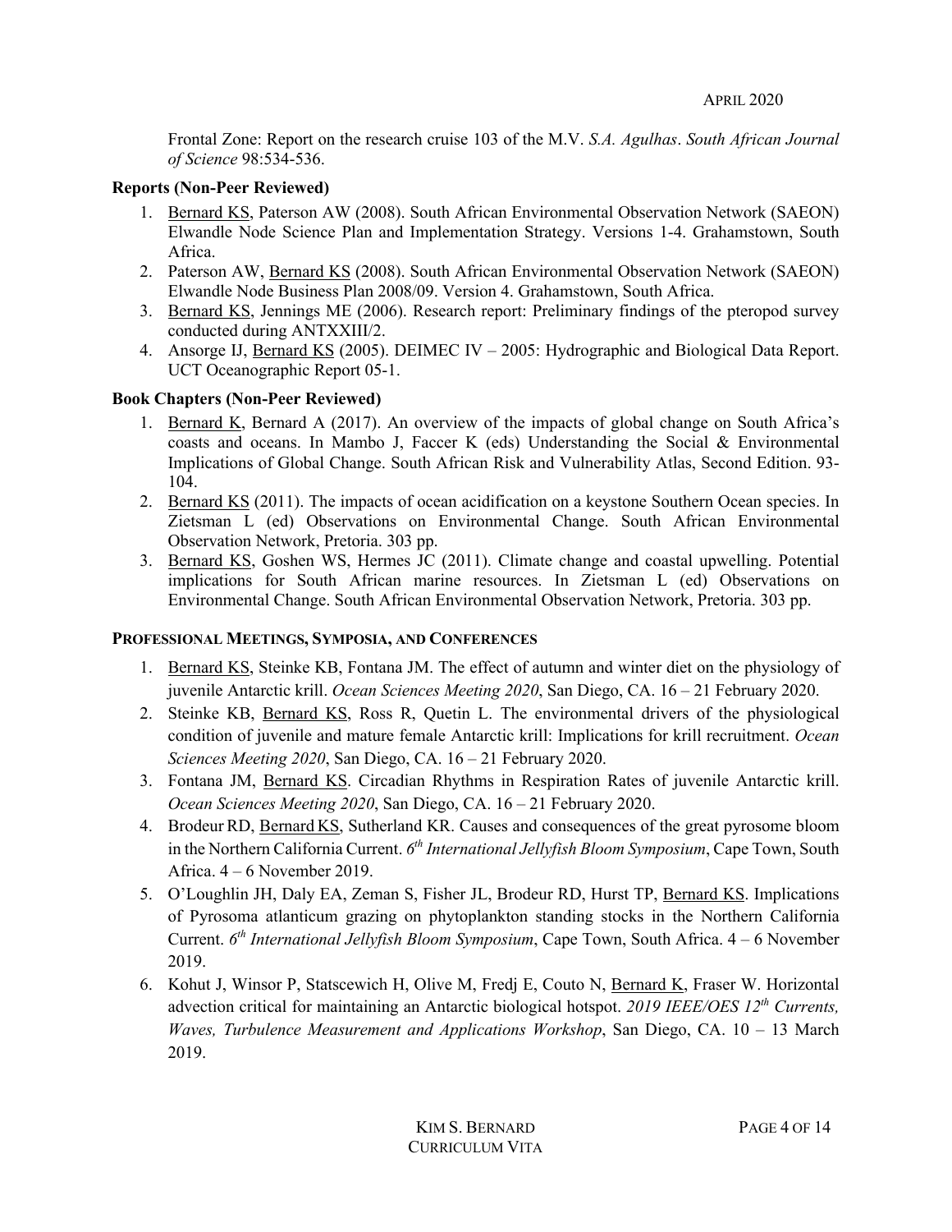Frontal Zone: Report on the research cruise 103 of the M.V. *S.A. Agulhas*. *South African Journal of Science* 98:534-536.

**Reports (Non-Peer Reviewed)**

1. Bernard KS, Paterson AW (2008). South African Environmental Observation Network (SAEON) Elwandle Node Science Plan and Implementation Strategy. Versions 1-4. Grahamstown, South Africa.
2. Paterson AW, Bernard KS (2008). South African Environmental Observation Network (SAEON) Elwandle Node Business Plan 2008/09. Version 4. Grahamstown, South Africa.
3. Bernard KS, Jennings ME (2006). Research report: Preliminary findings of the pteropod survey conducted during ANTXXIII/2.
4. Ansorge IJ, Bernard KS (2005). DEIMEC IV – 2005: Hydrographic and Biological Data Report. UCT Oceanographic Report 05-1.

**Book Chapters (Non-Peer Reviewed)**

1. Bernard K, Bernard A (2017). An overview of the impacts of global change on South Africa's coasts and oceans. In Mambo J, Faccer K (eds) Understanding the Social & Environmental Implications of Global Change. South African Risk and Vulnerability Atlas, Second Edition. 93-104.
2. Bernard KS (2011). The impacts of ocean acidification on a keystone Southern Ocean species. In Zietsman L (ed) Observations on Environmental Change. South African Environmental Observation Network, Pretoria. 303 pp.
3. Bernard KS, Goshen WS, Hermes JC (2011). Climate change and coastal upwelling. Potential implications for South African marine resources. In Zietsman L (ed) Observations on Environmental Change. South African Environmental Observation Network, Pretoria. 303 pp.

## Professional Meetings, Symposia, and Conferences

1. Bernard KS, Steinke KB, Fontana JM. The effect of autumn and winter diet on the physiology of juvenile Antarctic krill. *Ocean Sciences Meeting 2020*, San Diego, CA. 16 – 21 February 2020.
2. Steinke KB, Bernard KS, Ross R, Quetin L. The environmental drivers of the physiological condition of juvenile and mature female Antarctic krill: Implications for krill recruitment. *Ocean Sciences Meeting 2020*, San Diego, CA. 16 – 21 February 2020.
3. Fontana JM, Bernard KS. Circadian Rhythms in Respiration Rates of juvenile Antarctic krill. *Ocean Sciences Meeting 2020*, San Diego, CA. 16 – 21 February 2020.
4. Brodeur RD, Bernard KS, Sutherland KR. Causes and consequences of the great pyrosome bloom in the Northern California Current. *6th International Jellyfish Bloom Symposium*, Cape Town, South Africa. 4 – 6 November 2019.
5. O'Loughlin JH, Daly EA, Zeman S, Fisher JL, Brodeur RD, Hurst TP, Bernard KS. Implications of Pyrosoma atlanticum grazing on phytoplankton standing stocks in the Northern California Current. *6th International Jellyfish Bloom Symposium*, Cape Town, South Africa. 4 – 6 November 2019.
6. Kohut J, Winsor P, Statscewich H, Olive M, Fredj E, Couto N, Bernard K, Fraser W. Horizontal advection critical for maintaining an Antarctic biological hotspot. *2019 IEEE/OES 12th Currents, Waves, Turbulence Measurement and Applications Workshop*, San Diego, CA. 10 – 13 March 2019.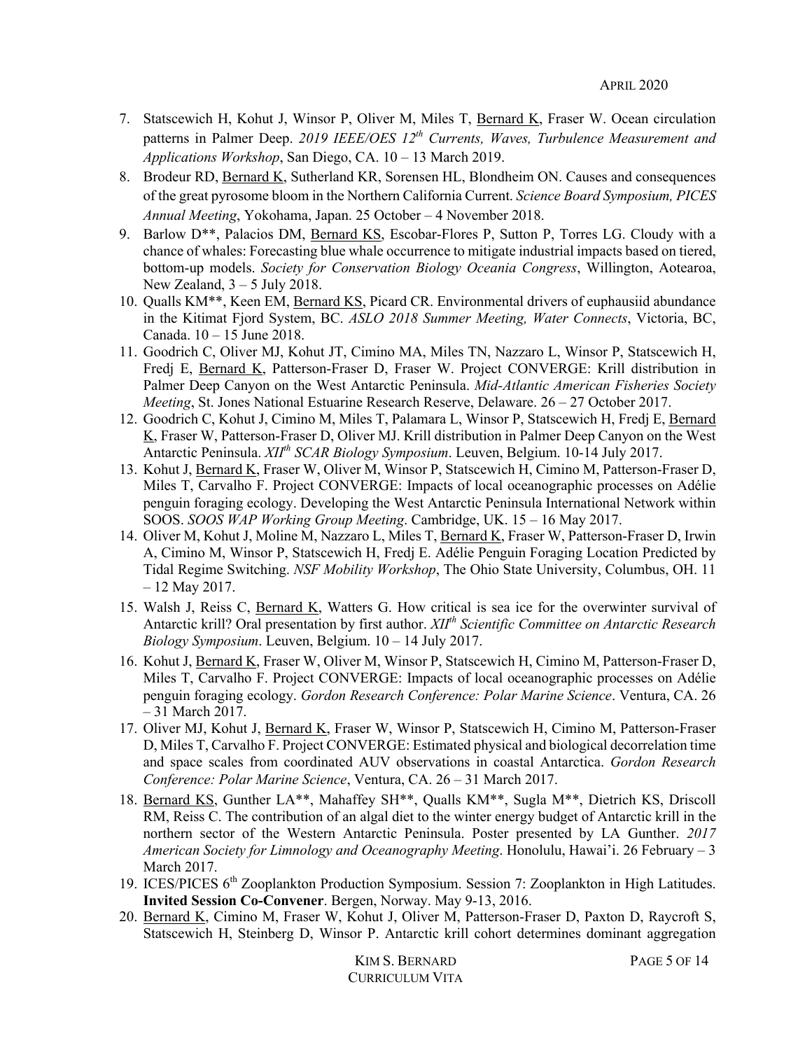7. Statscewich H, Kohut J, Winsor P, Oliver M, Miles T, Bernard K, Fraser W. Ocean circulation patterns in Palmer Deep. *2019 IEEE/OES 12th Currents, Waves, Turbulence Measurement and Applications Workshop*, San Diego, CA. 10 – 13 March 2019.
8. Brodeur RD, Bernard K, Sutherland KR, Sorensen HL, Blondheim ON. Causes and consequences of the great pyrosome bloom in the Northern California Current. *Science Board Symposium, PICES Annual Meeting*, Yokohama, Japan. 25 October – 4 November 2018.
9. Barlow D**, Palacios DM, Bernard KS, Escobar-Flores P, Sutton P, Torres LG. Cloudy with a chance of whales: Forecasting blue whale occurrence to mitigate industrial impacts based on tiered, bottom-up models. *Society for Conservation Biology Oceania Congress*, Willington, Aotearoa, New Zealand, 3 – 5 July 2018.
10. Qualls KM**, Keen EM, Bernard KS, Picard CR. Environmental drivers of euphausiid abundance in the Kitimat Fjord System, BC. *ASLO 2018 Summer Meeting, Water Connects*, Victoria, BC, Canada. 10 – 15 June 2018.
11. Goodrich C, Oliver MJ, Kohut JT, Cimino MA, Miles TN, Nazzaro L, Winsor P, Statscewich H, Fredj E, Bernard K, Patterson-Fraser D, Fraser W. Project CONVERGE: Krill distribution in Palmer Deep Canyon on the West Antarctic Peninsula. *Mid-Atlantic American Fisheries Society Meeting*, St. Jones National Estuarine Research Reserve, Delaware. 26 – 27 October 2017.
12. Goodrich C, Kohut J, Cimino M, Miles T, Palamara L, Winsor P, Statscewich H, Fredj E, Bernard K, Fraser W, Patterson-Fraser D, Oliver MJ. Krill distribution in Palmer Deep Canyon on the West Antarctic Peninsula. *XIIth SCAR Biology Symposium*. Leuven, Belgium. 10-14 July 2017.
13. Kohut J, Bernard K, Fraser W, Oliver M, Winsor P, Statscewich H, Cimino M, Patterson-Fraser D, Miles T, Carvalho F. Project CONVERGE: Impacts of local oceanographic processes on Adélie penguin foraging ecology. Developing the West Antarctic Peninsula International Network within SOOS. *SOOS WAP Working Group Meeting*. Cambridge, UK. 15 – 16 May 2017.
14. Oliver M, Kohut J, Moline M, Nazzaro L, Miles T, Bernard K, Fraser W, Patterson-Fraser D, Irwin A, Cimino M, Winsor P, Statscewich H, Fredj E. Adélie Penguin Foraging Location Predicted by Tidal Regime Switching. *NSF Mobility Workshop*, The Ohio State University, Columbus, OH. 11 – 12 May 2017.
15. Walsh J, Reiss C, Bernard K, Watters G. How critical is sea ice for the overwinter survival of Antarctic krill? Oral presentation by first author. *XIIth Scientific Committee on Antarctic Research Biology Symposium*. Leuven, Belgium. 10 – 14 July 2017.
16. Kohut J, Bernard K, Fraser W, Oliver M, Winsor P, Statscewich H, Cimino M, Patterson-Fraser D, Miles T, Carvalho F. Project CONVERGE: Impacts of local oceanographic processes on Adélie penguin foraging ecology. *Gordon Research Conference: Polar Marine Science*. Ventura, CA. 26 – 31 March 2017.
17. Oliver MJ, Kohut J, Bernard K, Fraser W, Winsor P, Statscewich H, Cimino M, Patterson-Fraser D, Miles T, Carvalho F. Project CONVERGE: Estimated physical and biological decorrelation time and space scales from coordinated AUV observations in coastal Antarctica. *Gordon Research Conference: Polar Marine Science*, Ventura, CA. 26 – 31 March 2017.
18. Bernard KS, Gunther LA**, Mahaffey SH**, Qualls KM**, Sugla M**, Dietrich KS, Driscoll RM, Reiss C. The contribution of an algal diet to the winter energy budget of Antarctic krill in the northern sector of the Western Antarctic Peninsula. Poster presented by LA Gunther. *2017 American Society for Limnology and Oceanography Meeting*. Honolulu, Hawai'i. 26 February – 3 March 2017.
19. ICES/PICES 6th Zooplankton Production Symposium. Session 7: Zooplankton in High Latitudes. **Invited Session Co-Convener**. Bergen, Norway. May 9-13, 2016.
20. Bernard K, Cimino M, Fraser W, Kohut J, Oliver M, Patterson-Fraser D, Paxton D, Raycroft S, Statscewich H, Steinberg D, Winsor P. Antarctic krill cohort determines dominant aggregation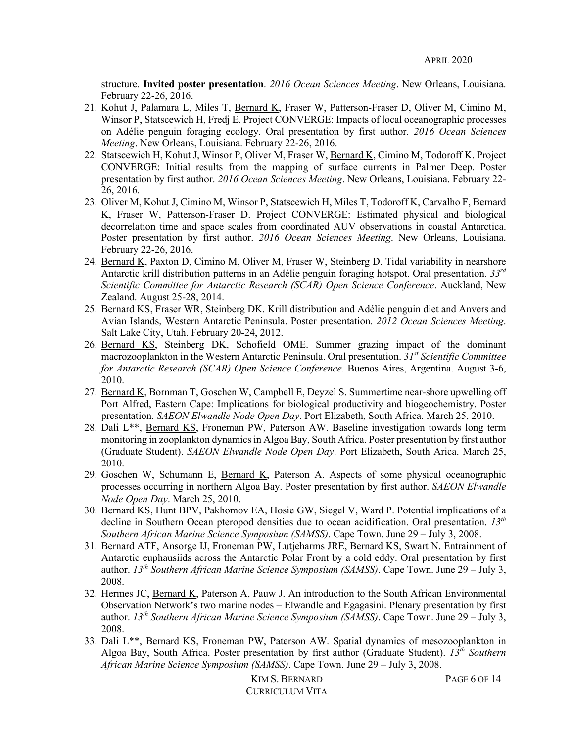structure. **Invited poster presentation**. *2016 Ocean Sciences Meeting*. New Orleans, Louisiana. February 22-26, 2016.

21. Kohut J, Palamara L, Miles T, Bernard K, Fraser W, Patterson-Fraser D, Oliver M, Cimino M, Winsor P, Statscewich H, Fredj E. Project CONVERGE: Impacts of local oceanographic processes on Adélie penguin foraging ecology. Oral presentation by first author. *2016 Ocean Sciences Meeting*. New Orleans, Louisiana. February 22-26, 2016.
22. Statscewich H, Kohut J, Winsor P, Oliver M, Fraser W, Bernard K, Cimino M, Todoroff K. Project CONVERGE: Initial results from the mapping of surface currents in Palmer Deep. Poster presentation by first author. *2016 Ocean Sciences Meeting*. New Orleans, Louisiana. February 22-26, 2016.
23. Oliver M, Kohut J, Cimino M, Winsor P, Statscewich H, Miles T, Todoroff K, Carvalho F, Bernard K, Fraser W, Patterson-Fraser D. Project CONVERGE: Estimated physical and biological decorrelation time and space scales from coordinated AUV observations in coastal Antarctica. Poster presentation by first author. *2016 Ocean Sciences Meeting*. New Orleans, Louisiana. February 22-26, 2016.
24. Bernard K, Paxton D, Cimino M, Oliver M, Fraser W, Steinberg D. Tidal variability in nearshore Antarctic krill distribution patterns in an Adélie penguin foraging hotspot. Oral presentation. *33rd Scientific Committee for Antarctic Research (SCAR) Open Science Conference*. Auckland, New Zealand. August 25-28, 2014.
25. Bernard KS, Fraser WR, Steinberg DK. Krill distribution and Adélie penguin diet and Anvers and Avian Islands, Western Antarctic Peninsula. Poster presentation. *2012 Ocean Sciences Meeting*. Salt Lake City, Utah. February 20-24, 2012.
26. Bernard KS, Steinberg DK, Schofield OME. Summer grazing impact of the dominant macrozooplankton in the Western Antarctic Peninsula. Oral presentation. *31st Scientific Committee for Antarctic Research (SCAR) Open Science Conference*. Buenos Aires, Argentina. August 3-6, 2010.
27. Bernard K, Bornman T, Goschen W, Campbell E, Deyzel S. Summertime near-shore upwelling off Port Alfred, Eastern Cape: Implications for biological productivity and biogeochemistry. Poster presentation. *SAEON Elwandle Node Open Day*. Port Elizabeth, South Africa. March 25, 2010.
28. Dali L**, Bernard KS, Froneman PW, Paterson AW. Baseline investigation towards long term monitoring in zooplankton dynamics in Algoa Bay, South Africa. Poster presentation by first author (Graduate Student). *SAEON Elwandle Node Open Day*. Port Elizabeth, South Arica. March 25, 2010.
29. Goschen W, Schumann E, Bernard K, Paterson A. Aspects of some physical oceanographic processes occurring in northern Algoa Bay. Poster presentation by first author. *SAEON Elwandle Node Open Day*. March 25, 2010.
30. Bernard KS, Hunt BPV, Pakhomov EA, Hosie GW, Siegel V, Ward P. Potential implications of a decline in Southern Ocean pteropod densities due to ocean acidification. Oral presentation. *13th Southern African Marine Science Symposium (SAMSS)*. Cape Town. June 29 – July 3, 2008.
31. Bernard ATF, Ansorge IJ, Froneman PW, Lutjeharms JRE, Bernard KS, Swart N. Entrainment of Antarctic euphausiids across the Antarctic Polar Front by a cold eddy. Oral presentation by first author. *13th Southern African Marine Science Symposium (SAMSS)*. Cape Town. June 29 – July 3, 2008.
32. Hermes JC, Bernard K, Paterson A, Pauw J. An introduction to the South African Environmental Observation Network's two marine nodes – Elwandle and Egagasini. Plenary presentation by first author. *13th Southern African Marine Science Symposium (SAMSS)*. Cape Town. June 29 – July 3, 2008.
33. Dali L**, Bernard KS, Froneman PW, Paterson AW. Spatial dynamics of mesozooplankton in Algoa Bay, South Africa. Poster presentation by first author (Graduate Student). *13th Southern African Marine Science Symposium (SAMSS)*. Cape Town. June 29 – July 3, 2008.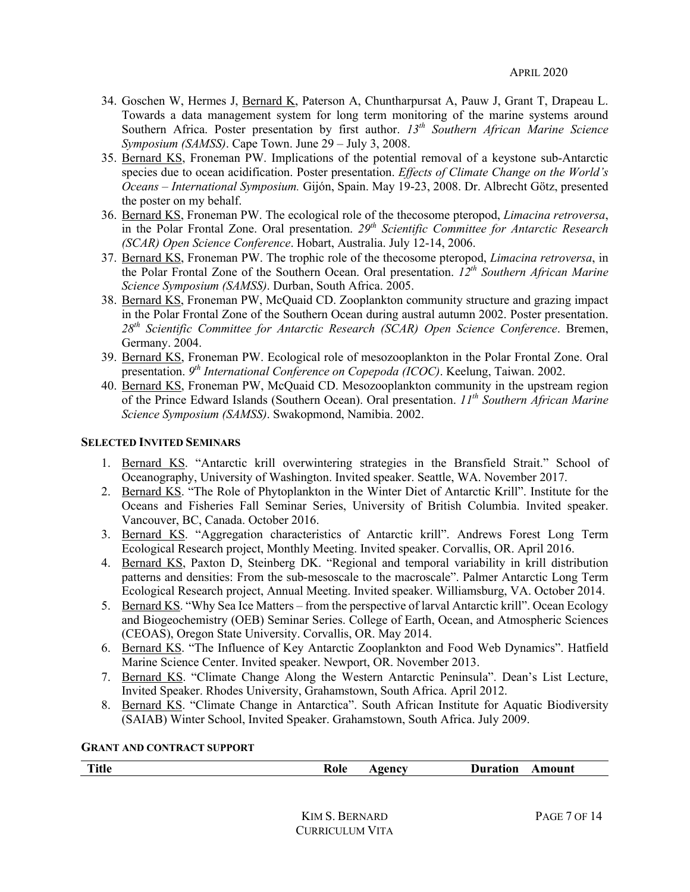34. Goschen W, Hermes J, Bernard K, Paterson A, Chuntharpursat A, Pauw J, Grant T, Drapeau L. Towards a data management system for long term monitoring of the marine systems around Southern Africa. Poster presentation by first author. *13th Southern African Marine Science Symposium (SAMSS)*. Cape Town. June 29 – July 3, 2008.
35. Bernard KS, Froneman PW. Implications of the potential removal of a keystone sub-Antarctic species due to ocean acidification. Poster presentation. *Effects of Climate Change on the World's Oceans – International Symposium.* Gijón, Spain. May 19-23, 2008. Dr. Albrecht Götz, presented the poster on my behalf.
36. Bernard KS, Froneman PW. The ecological role of the thecosome pteropod, *Limacina retroversa*, in the Polar Frontal Zone. Oral presentation. *29th Scientific Committee for Antarctic Research (SCAR) Open Science Conference*. Hobart, Australia. July 12-14, 2006.
37. Bernard KS, Froneman PW. The trophic role of the thecosome pteropod, *Limacina retroversa*, in the Polar Frontal Zone of the Southern Ocean. Oral presentation. *12th Southern African Marine Science Symposium (SAMSS)*. Durban, South Africa. 2005.
38. Bernard KS, Froneman PW, McQuaid CD. Zooplankton community structure and grazing impact in the Polar Frontal Zone of the Southern Ocean during austral autumn 2002. Poster presentation. *28th Scientific Committee for Antarctic Research (SCAR) Open Science Conference*. Bremen, Germany. 2004.
39. Bernard KS, Froneman PW. Ecological role of mesozooplankton in the Polar Frontal Zone. Oral presentation. *9th International Conference on Copepoda (ICOC)*. Keelung, Taiwan. 2002.
40. Bernard KS, Froneman PW, McQuaid CD. Mesozooplankton community in the upstream region of the Prince Edward Islands (Southern Ocean). Oral presentation. *11th Southern African Marine Science Symposium (SAMSS)*. Swakopmond, Namibia. 2002.

#### SELECTED INVITED SEMINARS

1. Bernard KS. "Antarctic krill overwintering strategies in the Bransfield Strait." School of Oceanography, University of Washington. Invited speaker. Seattle, WA. November 2017.
2. Bernard KS. "The Role of Phytoplankton in the Winter Diet of Antarctic Krill". Institute for the Oceans and Fisheries Fall Seminar Series, University of British Columbia. Invited speaker. Vancouver, BC, Canada. October 2016.
3. Bernard KS. "Aggregation characteristics of Antarctic krill". Andrews Forest Long Term Ecological Research project, Monthly Meeting. Invited speaker. Corvallis, OR. April 2016.
4. Bernard KS, Paxton D, Steinberg DK. "Regional and temporal variability in krill distribution patterns and densities: From the sub-mesoscale to the macroscale". Palmer Antarctic Long Term Ecological Research project, Annual Meeting. Invited speaker. Williamsburg, VA. October 2014.
5. Bernard KS. "Why Sea Ice Matters – from the perspective of larval Antarctic krill". Ocean Ecology and Biogeochemistry (OEB) Seminar Series. College of Earth, Ocean, and Atmospheric Sciences (CEOAS), Oregon State University. Corvallis, OR. May 2014.
6. Bernard KS. "The Influence of Key Antarctic Zooplankton and Food Web Dynamics". Hatfield Marine Science Center. Invited speaker. Newport, OR. November 2013.
7. Bernard KS. "Climate Change Along the Western Antarctic Peninsula". Dean's List Lecture, Invited Speaker. Rhodes University, Grahamstown, South Africa. April 2012.
8. Bernard KS. "Climate Change in Antarctica". South African Institute for Aquatic Biodiversity (SAIAB) Winter School, Invited Speaker. Grahamstown, South Africa. July 2009.

#### GRANT AND CONTRACT SUPPORT

| Title | Role | Agency | Duration | Amount |
|---|---|---|---|---|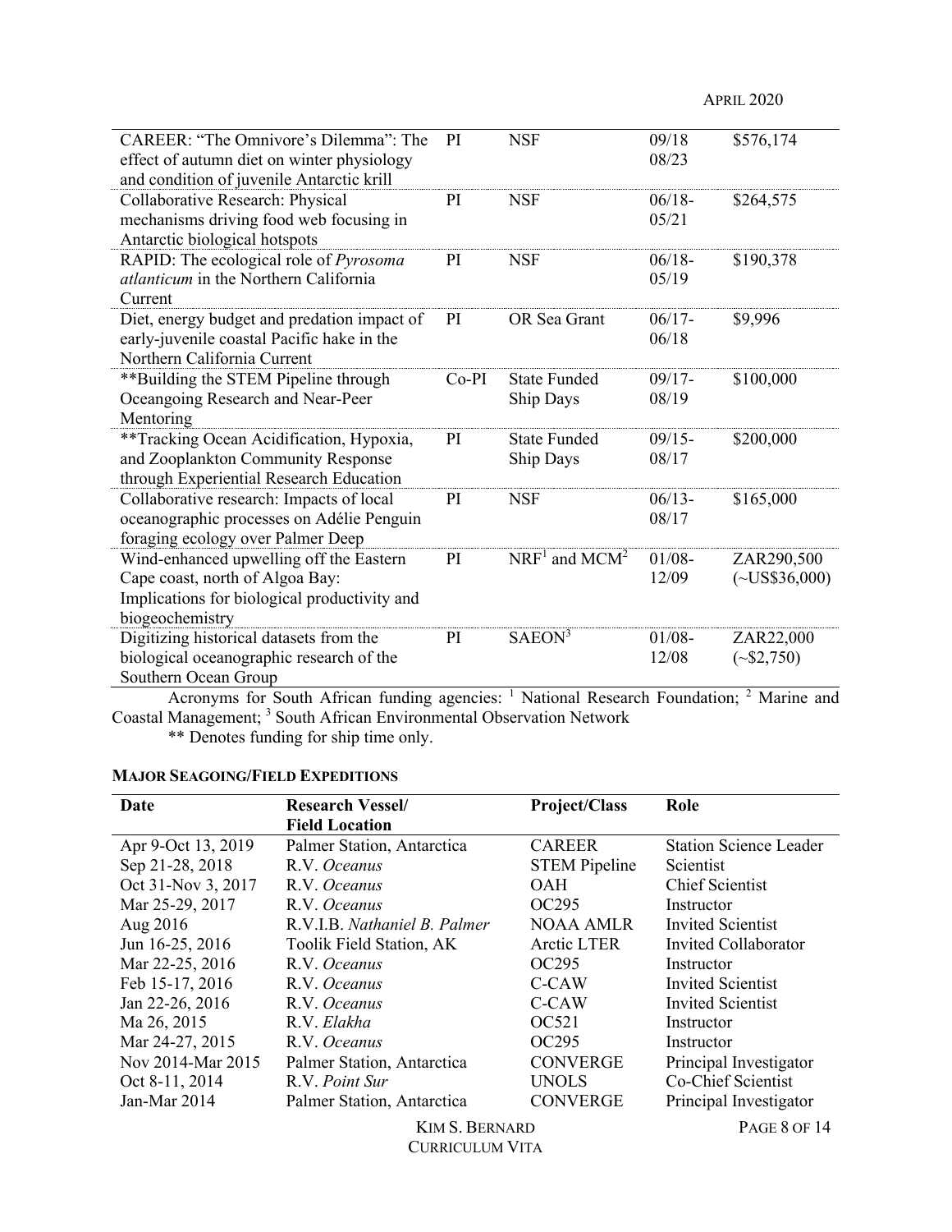| | | | | |
|---|---|---|---|---|
| CAREER: "The Omnivore's Dilemma": The effect of autumn diet on winter physiology and condition of juvenile Antarctic krill | PI | NSF | 09/18 08/23 | \$576,174 |
| Collaborative Research: Physical mechanisms driving food web focusing in Antarctic biological hotspots | PI | NSF | 06/18-05/21 | \$264,575 |
| RAPID: The ecological role of *Pyrosoma atlanticum* in the Northern California Current | PI | NSF | 06/18-05/19 | \$190,378 |
| Diet, energy budget and predation impact of early-juvenile coastal Pacific hake in the Northern California Current | PI | OR Sea Grant | 06/17-06/18 | \$9,996 |
| **Building the STEM Pipeline through Oceangoing Research and Near-Peer Mentoring | Co-PI | State Funded Ship Days | 09/17-08/19 | \$100,000 |
| **Tracking Ocean Acidification, Hypoxia, and Zooplankton Community Response through Experiential Research Education | PI | State Funded Ship Days | 09/15-08/17 | \$200,000 |
| Collaborative research: Impacts of local oceanographic processes on Adélie Penguin foraging ecology over Palmer Deep | PI | NSF | 06/13-08/17 | \$165,000 |
| Wind-enhanced upwelling off the Eastern Cape coast, north of Algoa Bay: Implications for biological productivity and biogeochemistry | PI | NRF[1] and MCM[2] | 01/08-12/09 | ZAR290,500 (~US\$36,000) |
| Digitizing historical datasets from the biological oceanographic research of the Southern Ocean Group | PI | SAEON[3] | 01/08-12/08 | ZAR22,000 (~\$2,750) |

Acronyms for South African funding agencies: [1] National Research Foundation; [2] Marine and Coastal Management; [3] South African Environmental Observation Network

** Denotes funding for ship time only.

**MAJOR SEAGOING/FIELD EXPEDITIONS**

| Date | Research Vessel/ Field Location | Project/Class | Role |
|---|---|---|---|
| Apr 9-Oct 13, 2019 | Palmer Station, Antarctica | CAREER | Station Science Leader |
| Sep 21-28, 2018 | R.V. *Oceanus* | STEM Pipeline | Scientist |
| Oct 31-Nov 3, 2017 | R.V. *Oceanus* | OAH | Chief Scientist |
| Mar 25-29, 2017 | R.V. *Oceanus* | OC295 | Instructor |
| Aug 2016 | R.V.I.B. *Nathaniel B. Palmer* | NOAA AMLR | Invited Scientist |
| Jun 16-25, 2016 | Toolik Field Station, AK | Arctic LTER | Invited Collaborator |
| Mar 22-25, 2016 | R.V. *Oceanus* | OC295 | Instructor |
| Feb 15-17, 2016 | R.V. *Oceanus* | C-CAW | Invited Scientist |
| Jan 22-26, 2016 | R.V. *Oceanus* | C-CAW | Invited Scientist |
| Ma 26, 2015 | R.V. *Elakha* | OC521 | Instructor |
| Mar 24-27, 2015 | R.V. *Oceanus* | OC295 | Instructor |
| Nov 2014-Mar 2015 | Palmer Station, Antarctica | CONVERGE | Principal Investigator |
| Oct 8-11, 2014 | R.V. *Point Sur* | UNOLS | Co-Chief Scientist |
| Jan-Mar 2014 | Palmer Station, Antarctica | CONVERGE | Principal Investigator |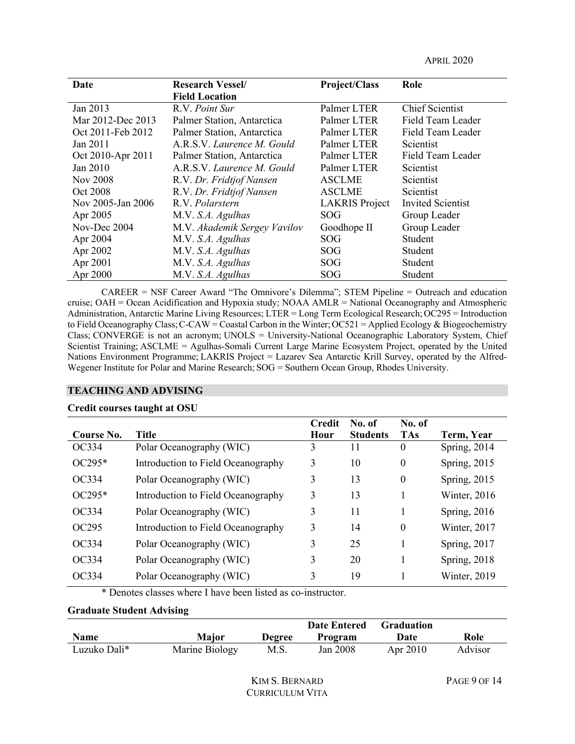| Date | Research Vessel/ Field Location | Project/Class | Role |
|---|---|---|---|
| Jan 2013 | R.V. *Point Sur* | Palmer LTER | Chief Scientist |
| Mar 2012-Dec 2013 | Palmer Station, Antarctica | Palmer LTER | Field Team Leader |
| Oct 2011-Feb 2012 | Palmer Station, Antarctica | Palmer LTER | Field Team Leader |
| Jan 2011 | A.R.S.V. *Laurence M. Gould* | Palmer LTER | Scientist |
| Oct 2010-Apr 2011 | Palmer Station, Antarctica | Palmer LTER | Field Team Leader |
| Jan 2010 | A.R.S.V. *Laurence M. Gould* | Palmer LTER | Scientist |
| Nov 2008 | R.V. *Dr. Fridtjof Nansen* | ASCLME | Scientist |
| Oct 2008 | R.V. *Dr. Fridtjof Nansen* | ASCLME | Scientist |
| Nov 2005-Jan 2006 | R.V. *Polarstern* | LAKRIS Project | Invited Scientist |
| Apr 2005 | M.V. *S.A. Agulhas* | SOG | Group Leader |
| Nov-Dec 2004 | M.V. *Akademik Sergey Vavilov* | Goodhope II | Group Leader |
| Apr 2004 | M.V. *S.A. Agulhas* | SOG | Student |
| Apr 2002 | M.V. *S.A. Agulhas* | SOG | Student |
| Apr 2001 | M.V. *S.A. Agulhas* | SOG | Student |
| Apr 2000 | M.V. *S.A. Agulhas* | SOG | Student |

CAREER = NSF Career Award "The Omnivore's Dilemma"; STEM Pipeline = Outreach and education cruise; OAH = Ocean Acidification and Hypoxia study; NOAA AMLR = National Oceanography and Atmospheric Administration, Antarctic Marine Living Resources; LTER = Long Term Ecological Research; OC295 = Introduction to Field Oceanography Class; C-CAW = Coastal Carbon in the Winter; OC521 = Applied Ecology & Biogeochemistry Class; CONVERGE is not an acronym; UNOLS = University-National Oceanographic Laboratory System, Chief Scientist Training; ASCLME = Agulhas-Somali Current Large Marine Ecosystem Project, operated by the United Nations Environment Programme; LAKRIS Project = Lazarev Sea Antarctic Krill Survey, operated by the Alfred-Wegener Institute for Polar and Marine Research; SOG = Southern Ocean Group, Rhodes University.

## TEACHING AND ADVISING

### Credit courses taught at OSU

| Course No. | Title | Credit Hour | No. of Students | No. of TAs | Term, Year |
|---|---|---|---|---|---|
| OC334 | Polar Oceanography (WIC) | 3 | 11 | 0 | Spring, 2014 |
| OC295* | Introduction to Field Oceanography | 3 | 10 | 0 | Spring, 2015 |
| OC334 | Polar Oceanography (WIC) | 3 | 13 | 0 | Spring, 2015 |
| OC295* | Introduction to Field Oceanography | 3 | 13 | 1 | Winter, 2016 |
| OC334 | Polar Oceanography (WIC) | 3 | 11 | 1 | Spring, 2016 |
| OC295 | Introduction to Field Oceanography | 3 | 14 | 0 | Winter, 2017 |
| OC334 | Polar Oceanography (WIC) | 3 | 25 | 1 | Spring, 2017 |
| OC334 | Polar Oceanography (WIC) | 3 | 20 | 1 | Spring, 2018 |
| OC334 | Polar Oceanography (WIC) | 3 | 19 | 1 | Winter, 2019 |

\* Denotes classes where I have been listed as co-instructor.

### Graduate Student Advising

| Name | Major | Degree | Date Entered Program | Graduation Date | Role |
|---|---|---|---|---|---|
| Luzuko Dali* | Marine Biology | M.S. | Jan 2008 | Apr 2010 | Advisor |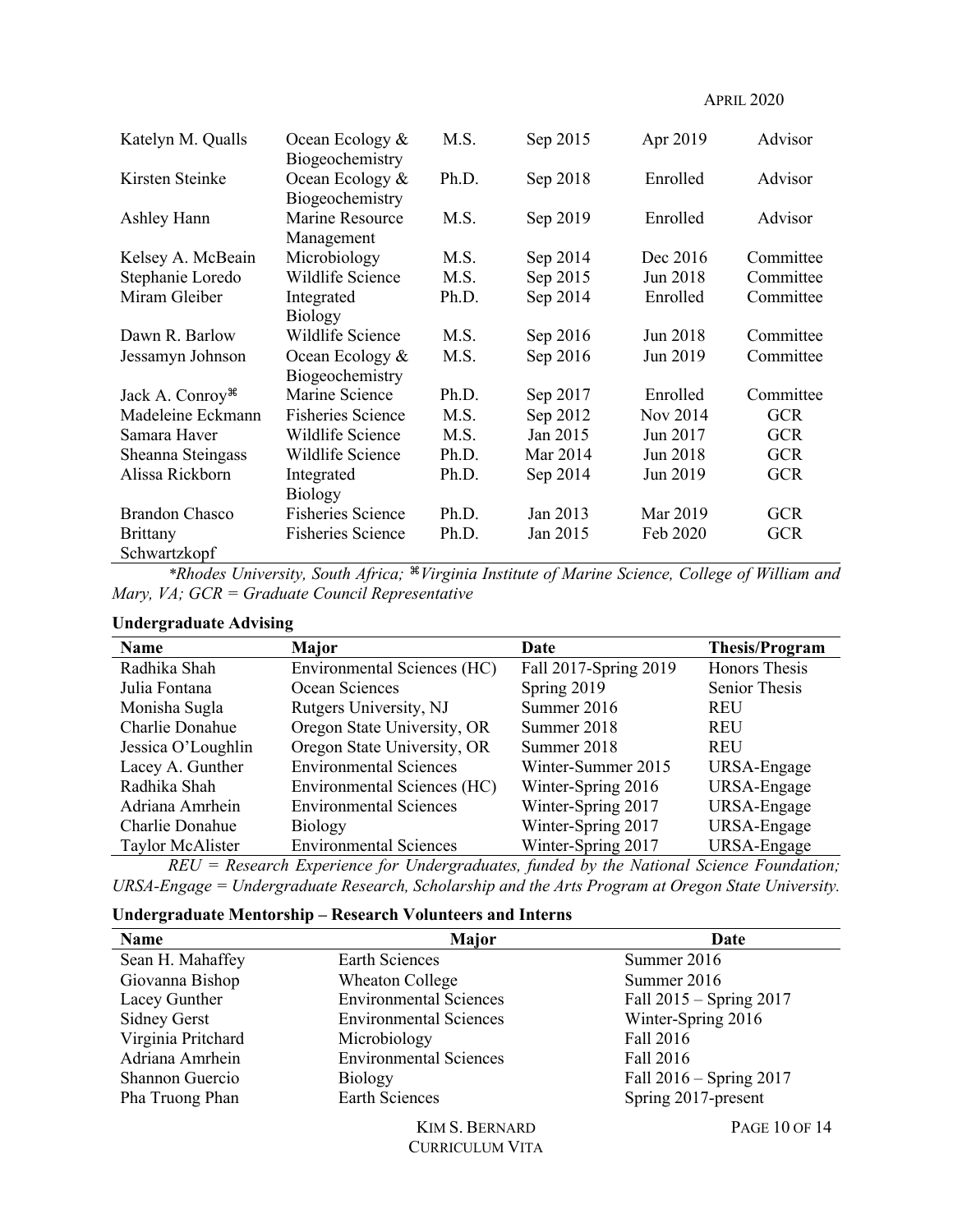| | | | | | |
|---|---|---|---|---|---|
| Katelyn M. Qualls | Ocean Ecology & Biogeochemistry | M.S. | Sep 2015 | Apr 2019 | Advisor |
| Kirsten Steinke | Ocean Ecology & Biogeochemistry | Ph.D. | Sep 2018 | Enrolled | Advisor |
| Ashley Hann | Marine Resource Management | M.S. | Sep 2019 | Enrolled | Advisor |
| Kelsey A. McBeain | Microbiology | M.S. | Sep 2014 | Dec 2016 | Committee |
| Stephanie Loredo | Wildlife Science | M.S. | Sep 2015 | Jun 2018 | Committee |
| Miram Gleiber | Integrated Biology | Ph.D. | Sep 2014 | Enrolled | Committee |
| Dawn R. Barlow | Wildlife Science | M.S. | Sep 2016 | Jun 2018 | Committee |
| Jessamyn Johnson | Ocean Ecology & Biogeochemistry | M.S. | Sep 2016 | Jun 2019 | Committee |
| Jack A. Conroy⌘ | Marine Science | Ph.D. | Sep 2017 | Enrolled | Committee |
| Madeleine Eckmann | Fisheries Science | M.S. | Sep 2012 | Nov 2014 | GCR |
| Samara Haver | Wildlife Science | M.S. | Jan 2015 | Jun 2017 | GCR |
| Sheanna Steingass | Wildlife Science | Ph.D. | Mar 2014 | Jun 2018 | GCR |
| Alissa Rickborn | Integrated Biology | Ph.D. | Sep 2014 | Jun 2019 | GCR |
| Brandon Chasco | Fisheries Science | Ph.D. | Jan 2013 | Mar 2019 | GCR |
| Brittany Schwartzkopf | Fisheries Science | Ph.D. | Jan 2015 | Feb 2020 | GCR |

*\*Rhodes University, South Africa; ⌘Virginia Institute of Marine Science, College of William and Mary, VA; GCR = Graduate Council Representative*

**Undergraduate Advising**

| Name | Major | Date | Thesis/Program |
|---|---|---|---|
| Radhika Shah | Environmental Sciences (HC) | Fall 2017-Spring 2019 | Honors Thesis |
| Julia Fontana | Ocean Sciences | Spring 2019 | Senior Thesis |
| Monisha Sugla | Rutgers University, NJ | Summer 2016 | REU |
| Charlie Donahue | Oregon State University, OR | Summer 2018 | REU |
| Jessica O'Loughlin | Oregon State University, OR | Summer 2018 | REU |
| Lacey A. Gunther | Environmental Sciences | Winter-Summer 2015 | URSA-Engage |
| Radhika Shah | Environmental Sciences (HC) | Winter-Spring 2016 | URSA-Engage |
| Adriana Amrhein | Environmental Sciences | Winter-Spring 2017 | URSA-Engage |
| Charlie Donahue | Biology | Winter-Spring 2017 | URSA-Engage |
| Taylor McAlister | Environmental Sciences | Winter-Spring 2017 | URSA-Engage |

*REU = Research Experience for Undergraduates, funded by the National Science Foundation; URSA-Engage = Undergraduate Research, Scholarship and the Arts Program at Oregon State University.*

**Undergraduate Mentorship – Research Volunteers and Interns**

| Name | Major | Date |
|---|---|---|
| Sean H. Mahaffey | Earth Sciences | Summer 2016 |
| Giovanna Bishop | Wheaton College | Summer 2016 |
| Lacey Gunther | Environmental Sciences | Fall 2015 – Spring 2017 |
| Sidney Gerst | Environmental Sciences | Winter-Spring 2016 |
| Virginia Pritchard | Microbiology | Fall 2016 |
| Adriana Amrhein | Environmental Sciences | Fall 2016 |
| Shannon Guercio | Biology | Fall 2016 – Spring 2017 |
| Pha Truong Phan | Earth Sciences | Spring 2017-present |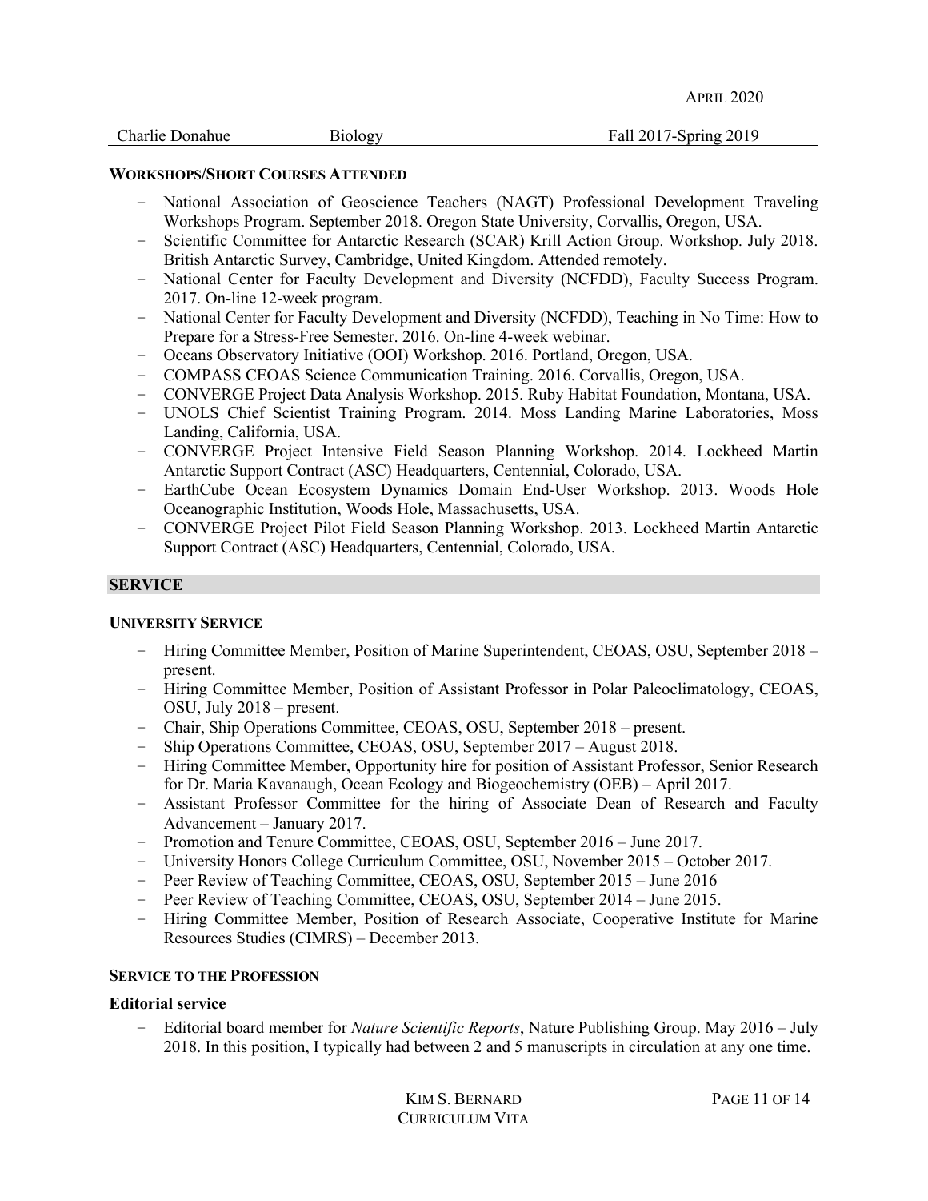| Charlie Donahue | Biology | Fall 2017-Spring 2019 |
| --- | --- | --- |

#### WORKSHOPS/SHORT COURSES ATTENDED

- National Association of Geoscience Teachers (NAGT) Professional Development Traveling Workshops Program. September 2018. Oregon State University, Corvallis, Oregon, USA.
- Scientific Committee for Antarctic Research (SCAR) Krill Action Group. Workshop. July 2018. British Antarctic Survey, Cambridge, United Kingdom. Attended remotely.
- National Center for Faculty Development and Diversity (NCFDD), Faculty Success Program. 2017. On-line 12-week program.
- National Center for Faculty Development and Diversity (NCFDD), Teaching in No Time: How to Prepare for a Stress-Free Semester. 2016. On-line 4-week webinar.
- Oceans Observatory Initiative (OOI) Workshop. 2016. Portland, Oregon, USA.
- COMPASS CEOAS Science Communication Training. 2016. Corvallis, Oregon, USA.
- CONVERGE Project Data Analysis Workshop. 2015. Ruby Habitat Foundation, Montana, USA.
- UNOLS Chief Scientist Training Program. 2014. Moss Landing Marine Laboratories, Moss Landing, California, USA.
- CONVERGE Project Intensive Field Season Planning Workshop. 2014. Lockheed Martin Antarctic Support Contract (ASC) Headquarters, Centennial, Colorado, USA.
- EarthCube Ocean Ecosystem Dynamics Domain End-User Workshop. 2013. Woods Hole Oceanographic Institution, Woods Hole, Massachusetts, USA.
- CONVERGE Project Pilot Field Season Planning Workshop. 2013. Lockheed Martin Antarctic Support Contract (ASC) Headquarters, Centennial, Colorado, USA.

## SERVICE

#### UNIVERSITY SERVICE

- Hiring Committee Member, Position of Marine Superintendent, CEOAS, OSU, September 2018 – present.
- Hiring Committee Member, Position of Assistant Professor in Polar Paleoclimatology, CEOAS, OSU, July 2018 – present.
- Chair, Ship Operations Committee, CEOAS, OSU, September 2018 – present.
- Ship Operations Committee, CEOAS, OSU, September 2017 – August 2018.
- Hiring Committee Member, Opportunity hire for position of Assistant Professor, Senior Research for Dr. Maria Kavanaugh, Ocean Ecology and Biogeochemistry (OEB) – April 2017.
- Assistant Professor Committee for the hiring of Associate Dean of Research and Faculty Advancement – January 2017.
- Promotion and Tenure Committee, CEOAS, OSU, September 2016 – June 2017.
- University Honors College Curriculum Committee, OSU, November 2015 – October 2017.
- Peer Review of Teaching Committee, CEOAS, OSU, September 2015 – June 2016
- Peer Review of Teaching Committee, CEOAS, OSU, September 2014 – June 2015.
- Hiring Committee Member, Position of Research Associate, Cooperative Institute for Marine Resources Studies (CIMRS) – December 2013.

#### SERVICE TO THE PROFESSION

**Editorial service**

- Editorial board member for *Nature Scientific Reports*, Nature Publishing Group. May 2016 – July 2018. In this position, I typically had between 2 and 5 manuscripts in circulation at any one time.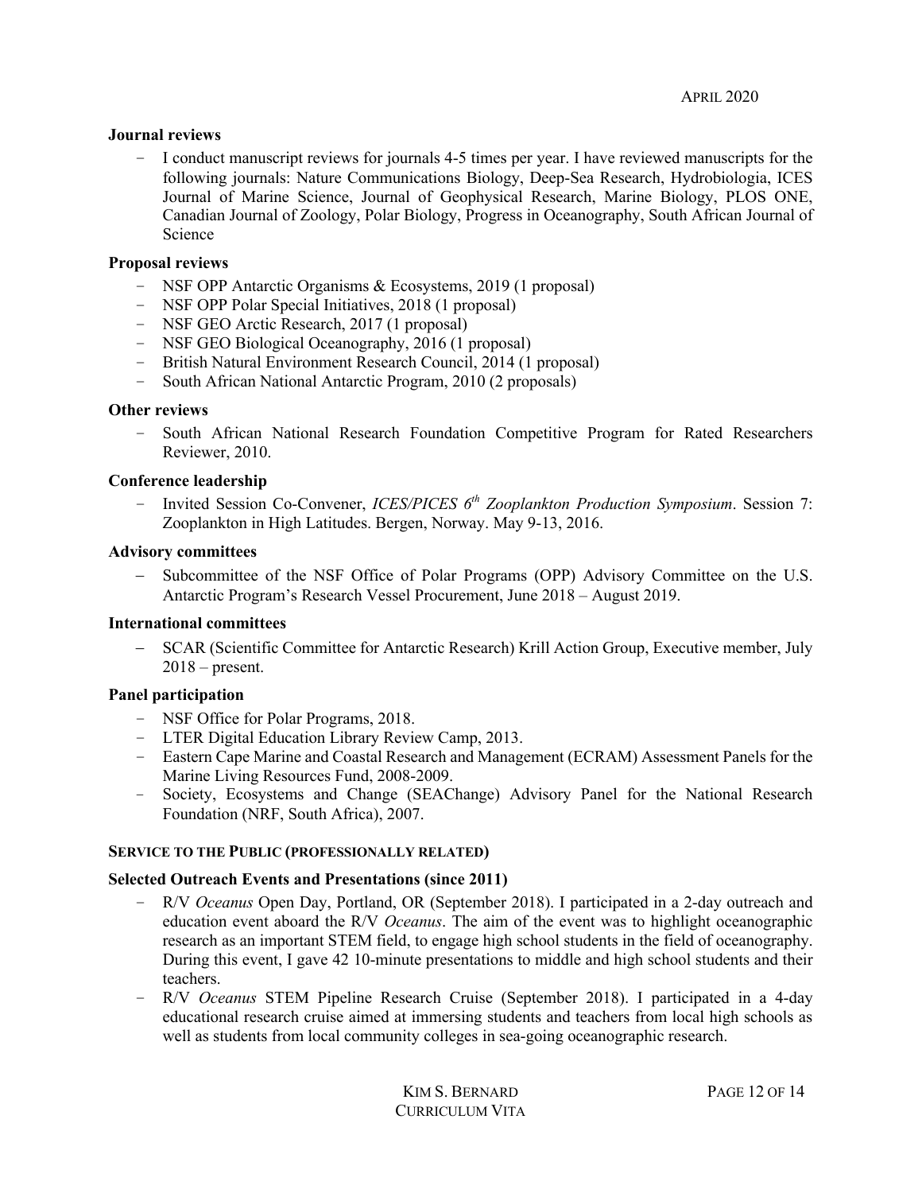**Journal reviews**

- I conduct manuscript reviews for journals 4-5 times per year. I have reviewed manuscripts for the following journals: Nature Communications Biology, Deep-Sea Research, Hydrobiologia, ICES Journal of Marine Science, Journal of Geophysical Research, Marine Biology, PLOS ONE, Canadian Journal of Zoology, Polar Biology, Progress in Oceanography, South African Journal of Science

**Proposal reviews**

- NSF OPP Antarctic Organisms & Ecosystems, 2019 (1 proposal)
- NSF OPP Polar Special Initiatives, 2018 (1 proposal)
- NSF GEO Arctic Research, 2017 (1 proposal)
- NSF GEO Biological Oceanography, 2016 (1 proposal)
- British Natural Environment Research Council, 2014 (1 proposal)
- South African National Antarctic Program, 2010 (2 proposals)

**Other reviews**

- South African National Research Foundation Competitive Program for Rated Researchers Reviewer, 2010.

**Conference leadership**

- Invited Session Co-Convener, *ICES/PICES 6th Zooplankton Production Symposium*. Session 7: Zooplankton in High Latitudes. Bergen, Norway. May 9-13, 2016.

**Advisory committees**

- Subcommittee of the NSF Office of Polar Programs (OPP) Advisory Committee on the U.S. Antarctic Program's Research Vessel Procurement, June 2018 – August 2019.

**International committees**

- SCAR (Scientific Committee for Antarctic Research) Krill Action Group, Executive member, July 2018 – present.

**Panel participation**

- NSF Office for Polar Programs, 2018.
- LTER Digital Education Library Review Camp, 2013.
- Eastern Cape Marine and Coastal Research and Management (ECRAM) Assessment Panels for the Marine Living Resources Fund, 2008-2009.
- Society, Ecosystems and Change (SEAChange) Advisory Panel for the National Research Foundation (NRF, South Africa), 2007.

## SERVICE TO THE PUBLIC (PROFESSIONALLY RELATED)

**Selected Outreach Events and Presentations (since 2011)**

- R/V *Oceanus* Open Day, Portland, OR (September 2018). I participated in a 2-day outreach and education event aboard the R/V *Oceanus*. The aim of the event was to highlight oceanographic research as an important STEM field, to engage high school students in the field of oceanography. During this event, I gave 42 10-minute presentations to middle and high school students and their teachers.
- R/V *Oceanus* STEM Pipeline Research Cruise (September 2018). I participated in a 4-day educational research cruise aimed at immersing students and teachers from local high schools as well as students from local community colleges in sea-going oceanographic research.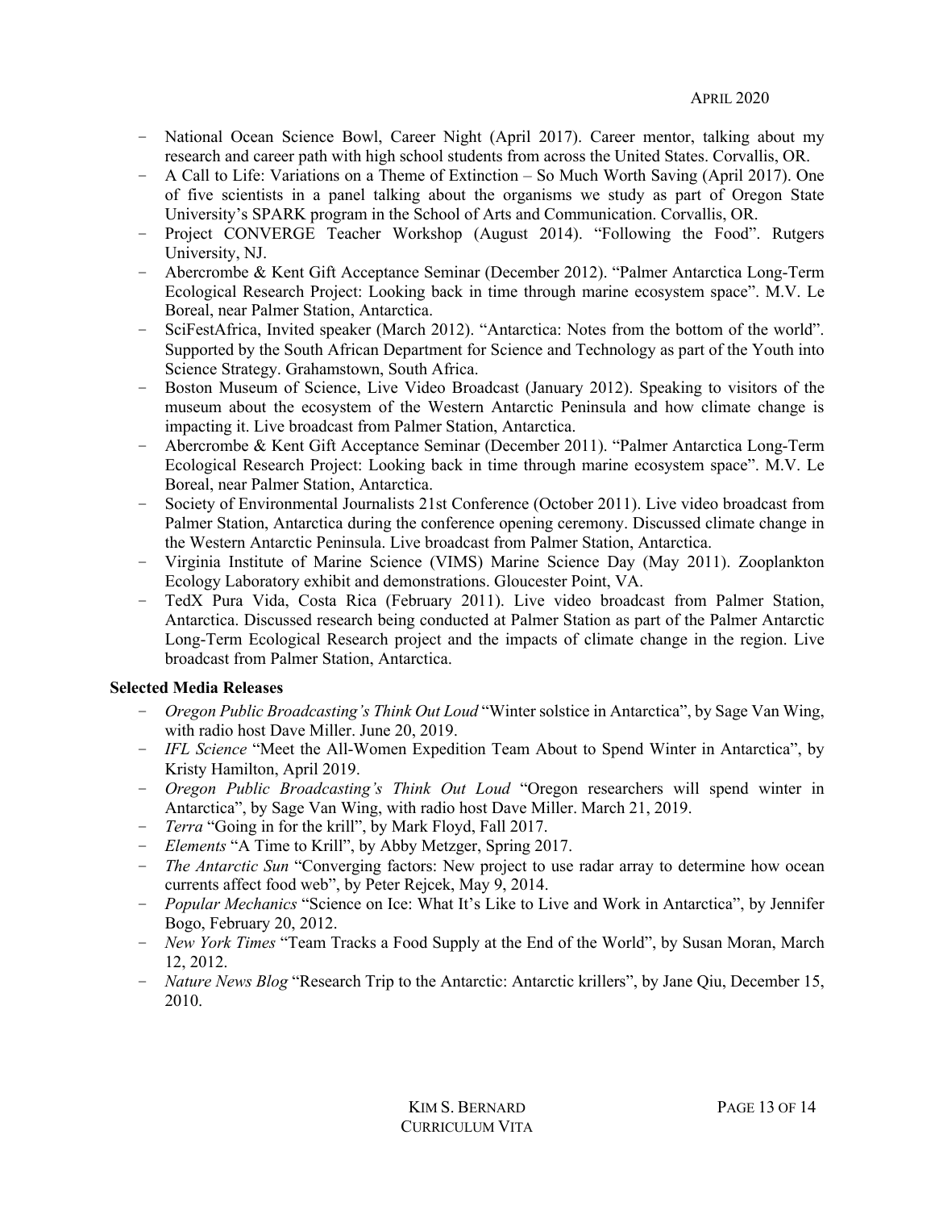- National Ocean Science Bowl, Career Night (April 2017). Career mentor, talking about my research and career path with high school students from across the United States. Corvallis, OR.
- A Call to Life: Variations on a Theme of Extinction – So Much Worth Saving (April 2017). One of five scientists in a panel talking about the organisms we study as part of Oregon State University's SPARK program in the School of Arts and Communication. Corvallis, OR.
- Project CONVERGE Teacher Workshop (August 2014). "Following the Food". Rutgers University, NJ.
- Abercrombe & Kent Gift Acceptance Seminar (December 2012). "Palmer Antarctica Long-Term Ecological Research Project: Looking back in time through marine ecosystem space". M.V. Le Boreal, near Palmer Station, Antarctica.
- SciFestAfrica, Invited speaker (March 2012). "Antarctica: Notes from the bottom of the world". Supported by the South African Department for Science and Technology as part of the Youth into Science Strategy. Grahamstown, South Africa.
- Boston Museum of Science, Live Video Broadcast (January 2012). Speaking to visitors of the museum about the ecosystem of the Western Antarctic Peninsula and how climate change is impacting it. Live broadcast from Palmer Station, Antarctica.
- Abercrombe & Kent Gift Acceptance Seminar (December 2011). "Palmer Antarctica Long-Term Ecological Research Project: Looking back in time through marine ecosystem space". M.V. Le Boreal, near Palmer Station, Antarctica.
- Society of Environmental Journalists 21st Conference (October 2011). Live video broadcast from Palmer Station, Antarctica during the conference opening ceremony. Discussed climate change in the Western Antarctic Peninsula. Live broadcast from Palmer Station, Antarctica.
- Virginia Institute of Marine Science (VIMS) Marine Science Day (May 2011). Zooplankton Ecology Laboratory exhibit and demonstrations. Gloucester Point, VA.
- TedX Pura Vida, Costa Rica (February 2011). Live video broadcast from Palmer Station, Antarctica. Discussed research being conducted at Palmer Station as part of the Palmer Antarctic Long-Term Ecological Research project and the impacts of climate change in the region. Live broadcast from Palmer Station, Antarctica.

**Selected Media Releases**

- *Oregon Public Broadcasting's Think Out Loud* "Winter solstice in Antarctica", by Sage Van Wing, with radio host Dave Miller. June 20, 2019.
- *IFL Science* "Meet the All-Women Expedition Team About to Spend Winter in Antarctica", by Kristy Hamilton, April 2019.
- *Oregon Public Broadcasting's Think Out Loud* "Oregon researchers will spend winter in Antarctica", by Sage Van Wing, with radio host Dave Miller. March 21, 2019.
- *Terra* "Going in for the krill", by Mark Floyd, Fall 2017.
- *Elements* "A Time to Krill", by Abby Metzger, Spring 2017.
- *The Antarctic Sun* "Converging factors: New project to use radar array to determine how ocean currents affect food web", by Peter Rejcek, May 9, 2014.
- *Popular Mechanics* "Science on Ice: What It's Like to Live and Work in Antarctica", by Jennifer Bogo, February 20, 2012.
- *New York Times* "Team Tracks a Food Supply at the End of the World", by Susan Moran, March 12, 2012.
- *Nature News Blog* "Research Trip to the Antarctic: Antarctic krillers", by Jane Qiu, December 15, 2010.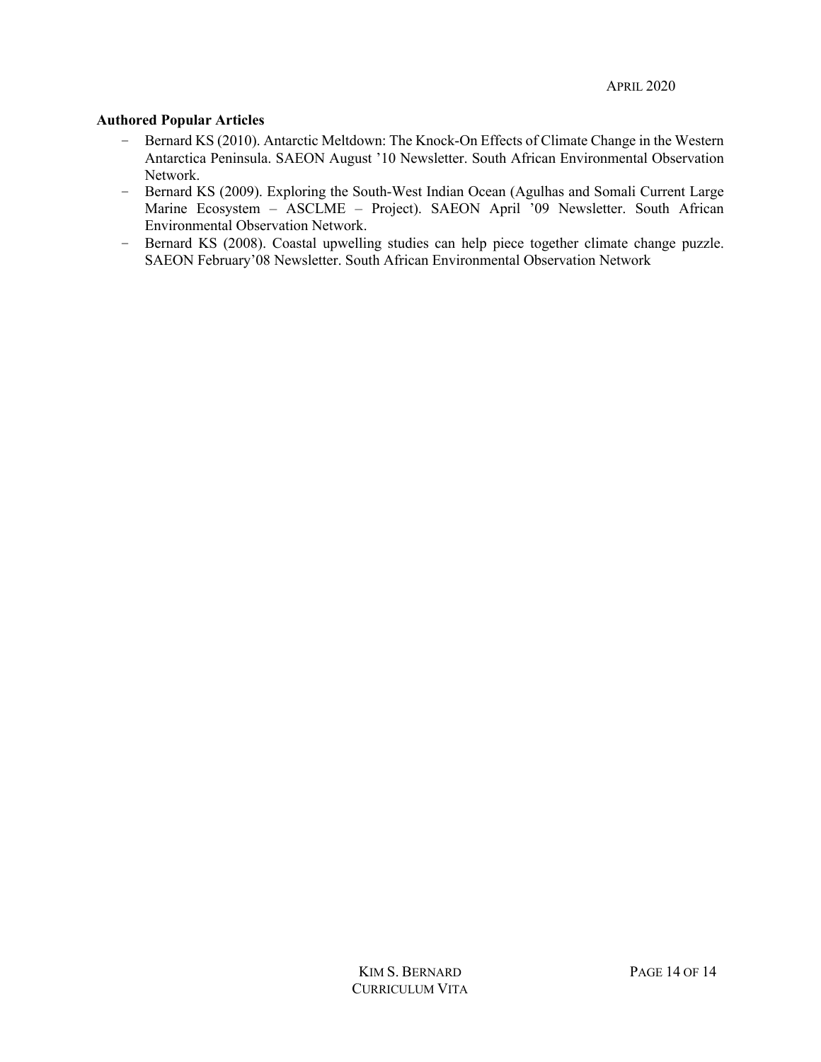**Authored Popular Articles**

- Bernard KS (2010). Antarctic Meltdown: The Knock-On Effects of Climate Change in the Western Antarctica Peninsula. SAEON August '10 Newsletter. South African Environmental Observation Network.
- Bernard KS (2009). Exploring the South-West Indian Ocean (Agulhas and Somali Current Large Marine Ecosystem – ASCLME – Project). SAEON April '09 Newsletter. South African Environmental Observation Network.
- Bernard KS (2008). Coastal upwelling studies can help piece together climate change puzzle. SAEON February'08 Newsletter. South African Environmental Observation Network